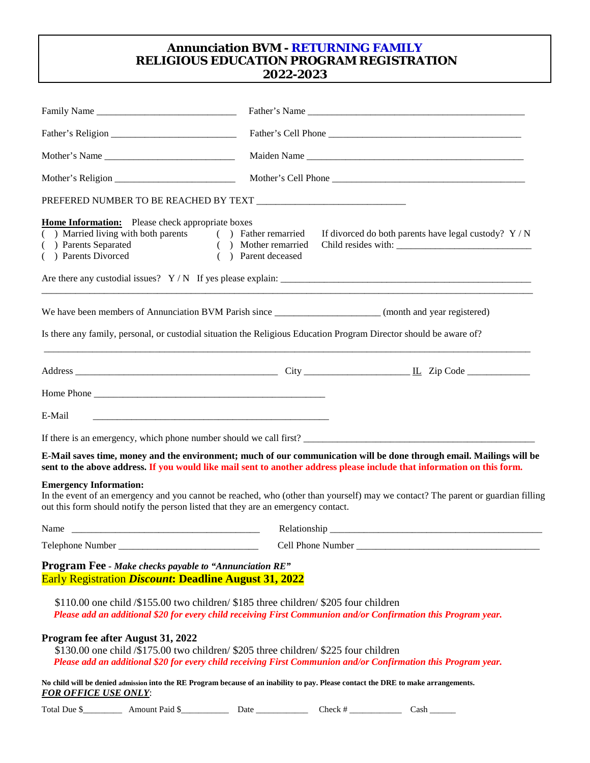# Annunciation BVM - RETURNING FAMILY
# RELIGIOUS EDUCATION PROGRAM REGISTRATION
# 2022-2023

Family Name ____________________________ Father's Name ____________________________________________

Father's Religion _________________________ Father's Cell Phone ______________________________________

Mother's Name __________________________ Maiden Name ____________________________________________

Mother's Religion ________________________ Mother's Cell Phone ______________________________________

PREFERED NUMBER TO BE REACHED BY TEXT ____________________________

**Home Information:** Please check appropriate boxes

( ) Married living with both parents ( ) Father remarried If divorced do both parents have legal custody? Y / N

( ) Parents Separated ( ) Mother remarried Child resides with: ___________________________

( ) Parents Divorced ( ) Parent deceased

Are there any custodial issues? Y / N If yes please explain: ____________________________________________________

_______________________________________________________________________________________________

We have been members of Annunciation BVM Parish since ____________________ (month and year registered)

Is there any family, personal, or custodial situation the Religious Education Program Director should be aware of?

_______________________________________________________________________________________________

Address _________________________________________ City ____________________ IL Zip Code _____________

Home Phone _______________________________________________

E-Mail _______________________________________________

If there is an emergency, which phone number should we call first? ________________________________________________

**E-Mail saves time, money and the environment; much of our communication will be done through email. Mailings will be sent to the above address. If you would like mail sent to another address please include that information on this form.**

**Emergency Information:**
In the event of an emergency and you cannot be reached, who (other than yourself) may we contact? The parent or guardian filling out this form should notify the person listed that they are an emergency contact.

Name ______________________________________ Relationship ____________________________________________

Telephone Number ____________________________ Cell Phone Number ______________________________________

**Program Fee** - ***Make checks payable to "Annunciation RE"***

Early Registration ***Discount*: Deadline August 31, 2022**

$110.00 one child /$155.00 two children/ $185 three children/ $205 four children

***Please add an additional $20 for every child receiving First Communion and/or Confirmation this Program year.***

**Program fee after August 31, 2022**

$130.00 one child /$175.00 two children/ $205 three children/ $225 four children

***Please add an additional $20 for every child receiving First Communion and/or Confirmation this Program year.***

**No child will be denied admission into the RE Program because of an inability to pay. Please contact the DRE to make arrangements.**

***FOR OFFICE USE ONLY*:**

Total Due $_________ Amount Paid $___________ Date ____________ Check # ____________ Cash ______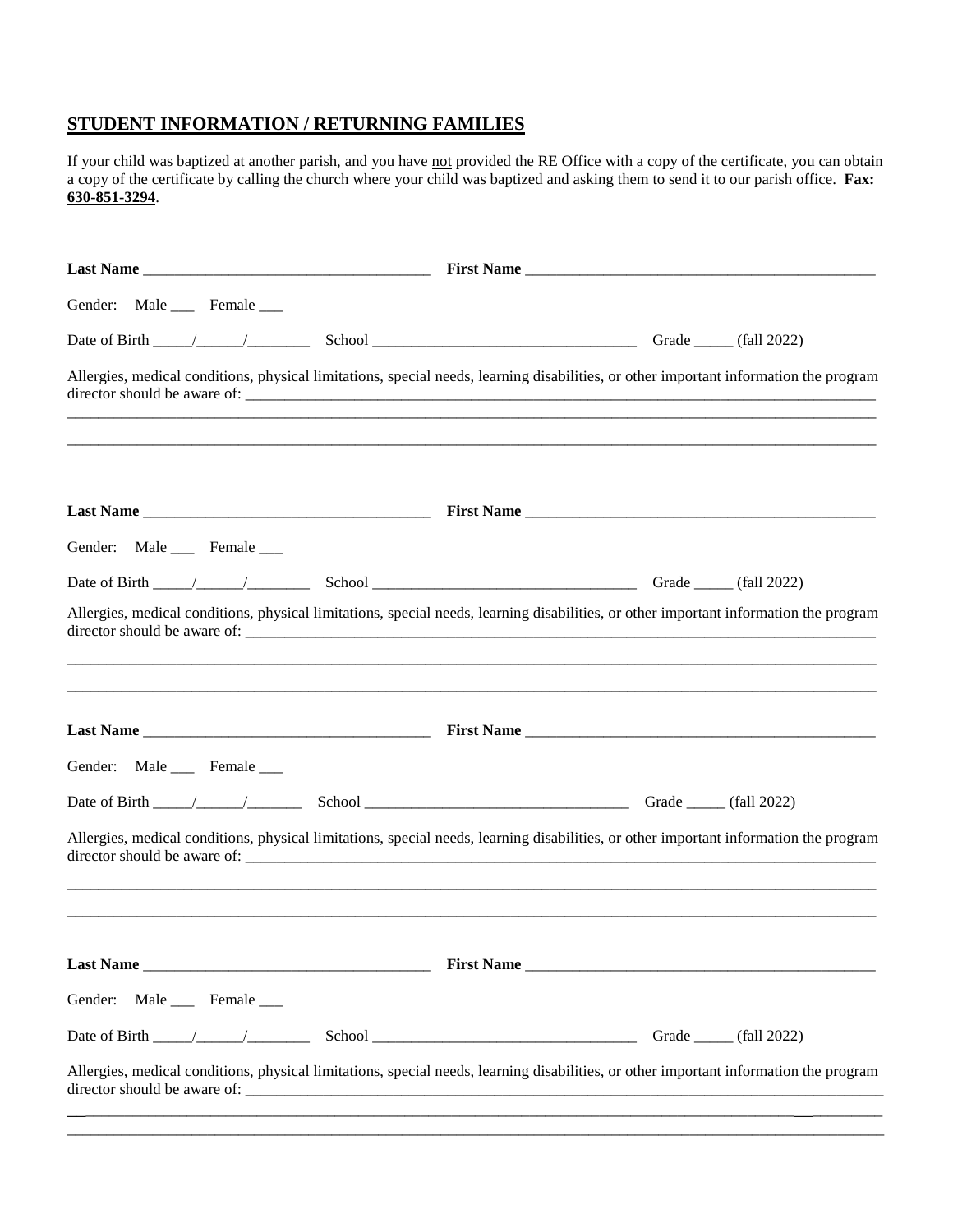## STUDENT INFORMATION / RETURNING FAMILIES

If your child was baptized at another parish, and you have <u>not</u> provided the RE Office with a copy of the certificate, you can obtain a copy of the certificate by calling the church where your child was baptized and asking them to send it to our parish office. **Fax: <u>630-851-3294</u>**.

**Last Name** ____________________________________ **First Name** ______________________________________________

Gender: Male ___ Female ___

Date of Birth _____/______/________ School __________________________________ Grade _____ (fall 2022)

Allergies, medical conditions, physical limitations, special needs, learning disabilities, or other important information the program director should be aware of: ______________________________________________________________________________

_________________________________________________________________________________________________________

_________________________________________________________________________________________________________

**Last Name** ____________________________________ **First Name** ______________________________________________

Gender: Male ___ Female ___

Date of Birth _____/______/________ School __________________________________ Grade _____ (fall 2022)

Allergies, medical conditions, physical limitations, special needs, learning disabilities, or other important information the program director should be aware of: ______________________________________________________________________________

_________________________________________________________________________________________________________

_________________________________________________________________________________________________________

**Last Name** ____________________________________ **First Name** ______________________________________________

Gender: Male ___ Female ___

Date of Birth _____/______/_______ School __________________________________ Grade _____ (fall 2022)

Allergies, medical conditions, physical limitations, special needs, learning disabilities, or other important information the program director should be aware of: ______________________________________________________________________________

_________________________________________________________________________________________________________

_________________________________________________________________________________________________________

**Last Name** ____________________________________ **First Name** ______________________________________________

Gender: Male ___ Female ___

Date of Birth _____/______/________ School __________________________________ Grade _____ (fall 2022)

Allergies, medical conditions, physical limitations, special needs, learning disabilities, or other important information the program director should be aware of: ______________________________________________________________________________

_________________________________________________________________________________________________________

_________________________________________________________________________________________________________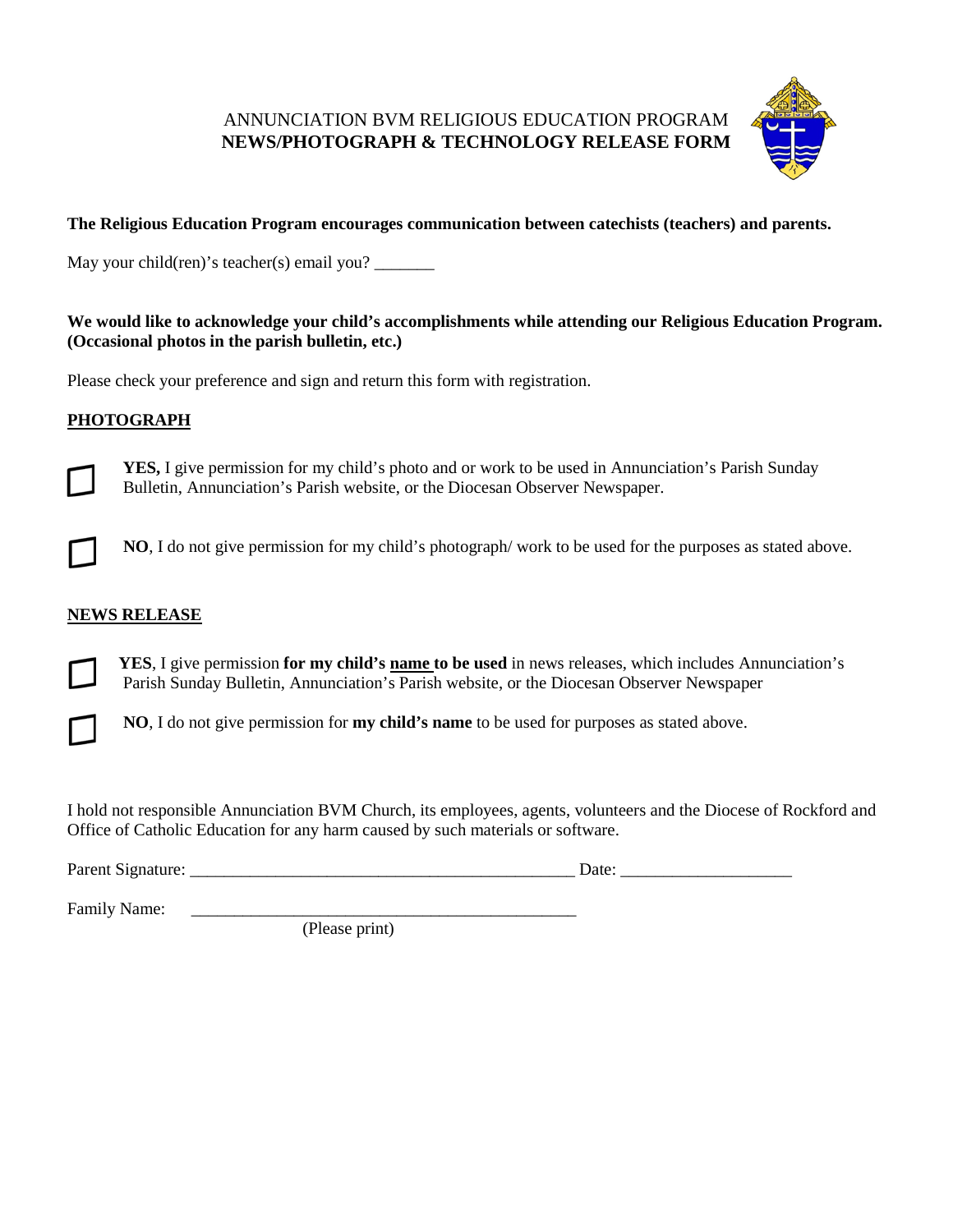ANNUNCIATION BVM RELIGIOUS EDUCATION PROGRAM
**NEWS/PHOTOGRAPH & TECHNOLOGY RELEASE FORM**

**The Religious Education Program encourages communication between catechists (teachers) and parents.**

May your child(ren)'s teacher(s) email you? _______

**We would like to acknowledge your child's accomplishments while attending our Religious Education Program. (Occasional photos in the parish bulletin, etc.)**

Please check your preference and sign and return this form with registration.

**PHOTOGRAPH**

☐ **YES,** I give permission for my child's photo and or work to be used in Annunciation's Parish Sunday Bulletin, Annunciation's Parish website, or the Diocesan Observer Newspaper.

☐ **NO**, I do not give permission for my child's photograph/ work to be used for the purposes as stated above.

**NEWS RELEASE**

☐ **YES**, I give permission **for my child's name to be used** in news releases, which includes Annunciation's Parish Sunday Bulletin, Annunciation's Parish website, or the Diocesan Observer Newspaper

☐ **NO**, I do not give permission for **my child's name** to be used for purposes as stated above.

I hold not responsible Annunciation BVM Church, its employees, agents, volunteers and the Diocese of Rockford and Office of Catholic Education for any harm caused by such materials or software.

Parent Signature: _______________________________________________ Date: ____________________

Family Name: _______________________________________________
(Please print)